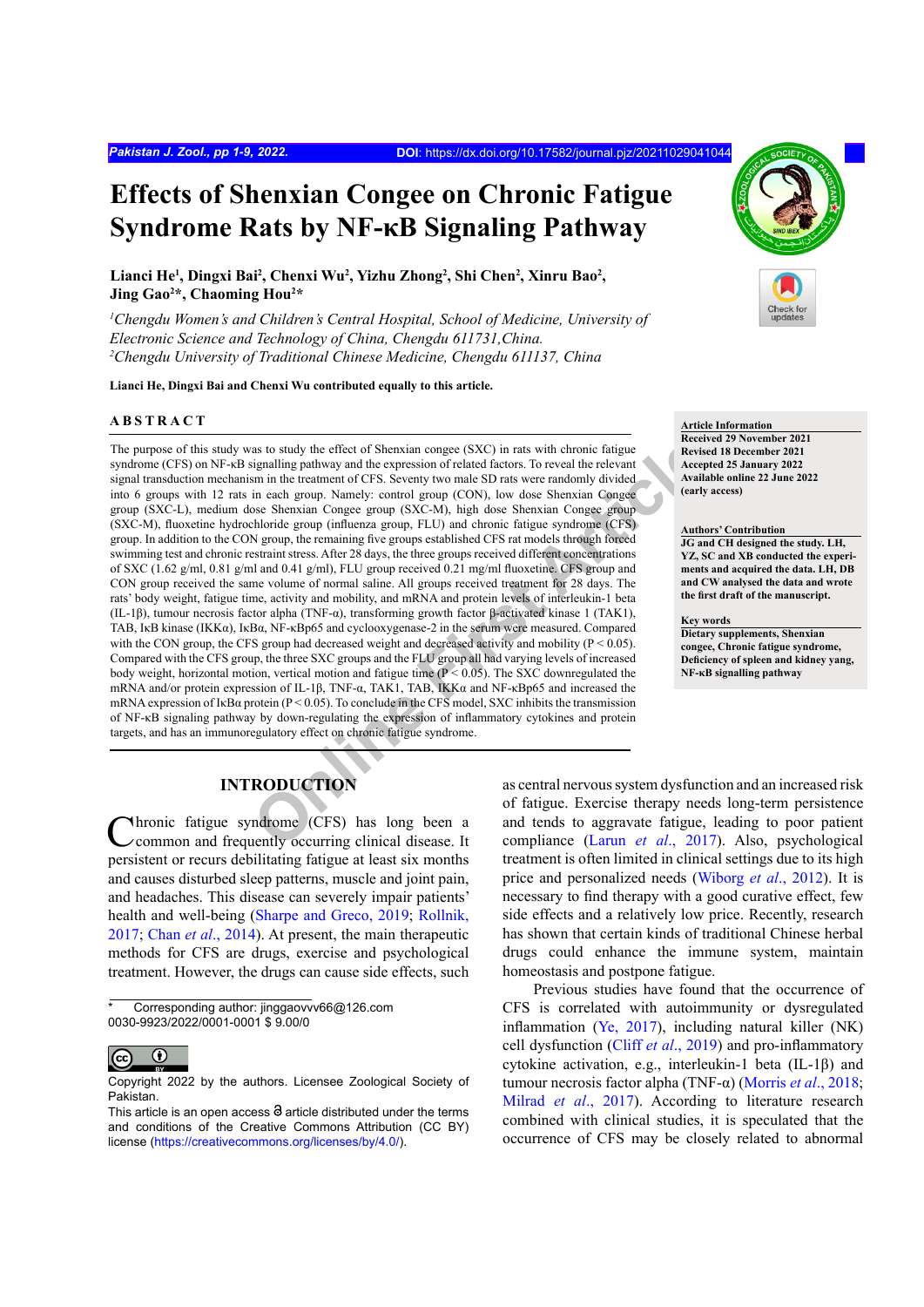# Effects of Shenxian Congee on Chronic Fatigue Syndrome Rats by NF-κB Signaling Pathway

**Lianci He[1], Dingxi Bai[2], Chenxi Wu[2], Yizhu Zhong[2], Shi Chen[2], Xinru Bao[2], Jing Gao[2*], Chaoming Hou[2*]**

[1]*Chengdu Women's and Children's Central Hospital, School of Medicine, University of Electronic Science and Technology of China, Chengdu 611731,China.*
[2]*Chengdu University of Traditional Chinese Medicine, Chengdu 611137, China*

**Lianci He, Dingxi Bai and Chenxi Wu contributed equally to this article.**

## ABSTRACT

The purpose of this study was to study the effect of Shenxian congee (SXC) in rats with chronic fatigue syndrome (CFS) on NF-κB signalling pathway and the expression of related factors. To reveal the relevant signal transduction mechanism in the treatment of CFS. Seventy two male SD rats were randomly divided into 6 groups with 12 rats in each group. Namely: control group (CON), low dose Shenxian Congee group (SXC-L), medium dose Shenxian Congee group (SXC-M), high dose Shenxian Congee group (SXC-M), fluoxetine hydrochloride group (influenza group, FLU) and chronic fatigue syndrome (CFS) group. In addition to the CON group, the remaining five groups established CFS rat models through forced swimming test and chronic restraint stress. After 28 days, the three groups received different concentrations of SXC (1.62 g/ml, 0.81 g/ml and 0.41 g/ml), FLU group received 0.21 mg/ml fluoxetine. CFS group and CON group received the same volume of normal saline. All groups received treatment for 28 days. The rats' body weight, fatigue time, activity and mobility, and mRNA and protein levels of interleukin-1 beta (IL-1β), tumour necrosis factor alpha (TNF-α), transforming growth factor β-activated kinase 1 (TAK1), TAB, IκB kinase (IKKα), IκBα, NF-κBp65 and cyclooxygenase-2 in the serum were measured. Compared with the CON group, the CFS group had decreased weight and decreased activity and mobility ($P < 0.05$). Compared with the CFS group, the three SXC groups and the FLU group all had varying levels of increased body weight, horizontal motion, vertical motion and fatigue time ($P < 0.05$). The SXC downregulated the mRNA and/or protein expression of IL-1β, TNF-α, TAK1, TAB, IKKα and NF-κBp65 and increased the mRNA expression of IκBα protein ($P < 0.05$). To conclude in the CFS model, SXC inhibits the transmission of NF-κB signaling pathway by down-regulating the expression of inflammatory cytokines and protein targets, and has an immunoregulatory effect on chronic fatigue syndrome.

**Article Information**
Received 29 November 2021
Revised 18 December 2021
Accepted 25 January 2022
Available online 22 June 2022
(early access)

**Authors' Contribution**
JG and CH designed the study. LH, YZ, SC and XB conducted the experiments and acquired the data. LH, DB and CW analysed the data and wrote the first draft of the manuscript.

**Key words**
Dietary supplements, Shenxian congee, Chronic fatigue syndrome, Deficiency of spleen and kidney yang, NF-κB signalling pathway

## INTRODUCTION

Chronic fatigue syndrome (CFS) has long been a common and frequently occurring clinical disease. It persistent or recurs debilitating fatigue at least six months and causes disturbed sleep patterns, muscle and joint pain, and headaches. This disease can severely impair patients' health and well-being (Sharpe and Greco, 2019; Rollnik, 2017; Chan *et al*., 2014). At present, the main therapeutic methods for CFS are drugs, exercise and psychological treatment. However, the drugs can cause side effects, such as central nervous system dysfunction and an increased risk of fatigue. Exercise therapy needs long-term persistence and tends to aggravate fatigue, leading to poor patient compliance (Larun *et al*., 2017). Also, psychological treatment is often limited in clinical settings due to its high price and personalized needs (Wiborg *et al*., 2012). It is necessary to find therapy with a good curative effect, few side effects and a relatively low price. Recently, research has shown that certain kinds of traditional Chinese herbal drugs could enhance the immune system, maintain homeostasis and postpone fatigue.

Previous studies have found that the occurrence of CFS is correlated with autoimmunity or dysregulated inflammation (Ye, 2017), including natural killer (NK) cell dysfunction (Cliff *et al*., 2019) and pro-inflammatory cytokine activation, e.g., interleukin-1 beta (IL-1β) and tumour necrosis factor alpha (TNF-α) (Morris *et al*., 2018; Milrad *et al*., 2017). According to literature research combined with clinical studies, it is speculated that the occurrence of CFS may be closely related to abnormal

\* Corresponding author: jinggaovvv66@126.com
0030-9923/2022/0001-0001 $ 9.00/0

Copyright 2022 by the authors. Licensee Zoological Society of Pakistan.
This article is an open access article distributed under the terms and conditions of the Creative Commons Attribution (CC BY) license (https://creativecommons.org/licenses/by/4.0/).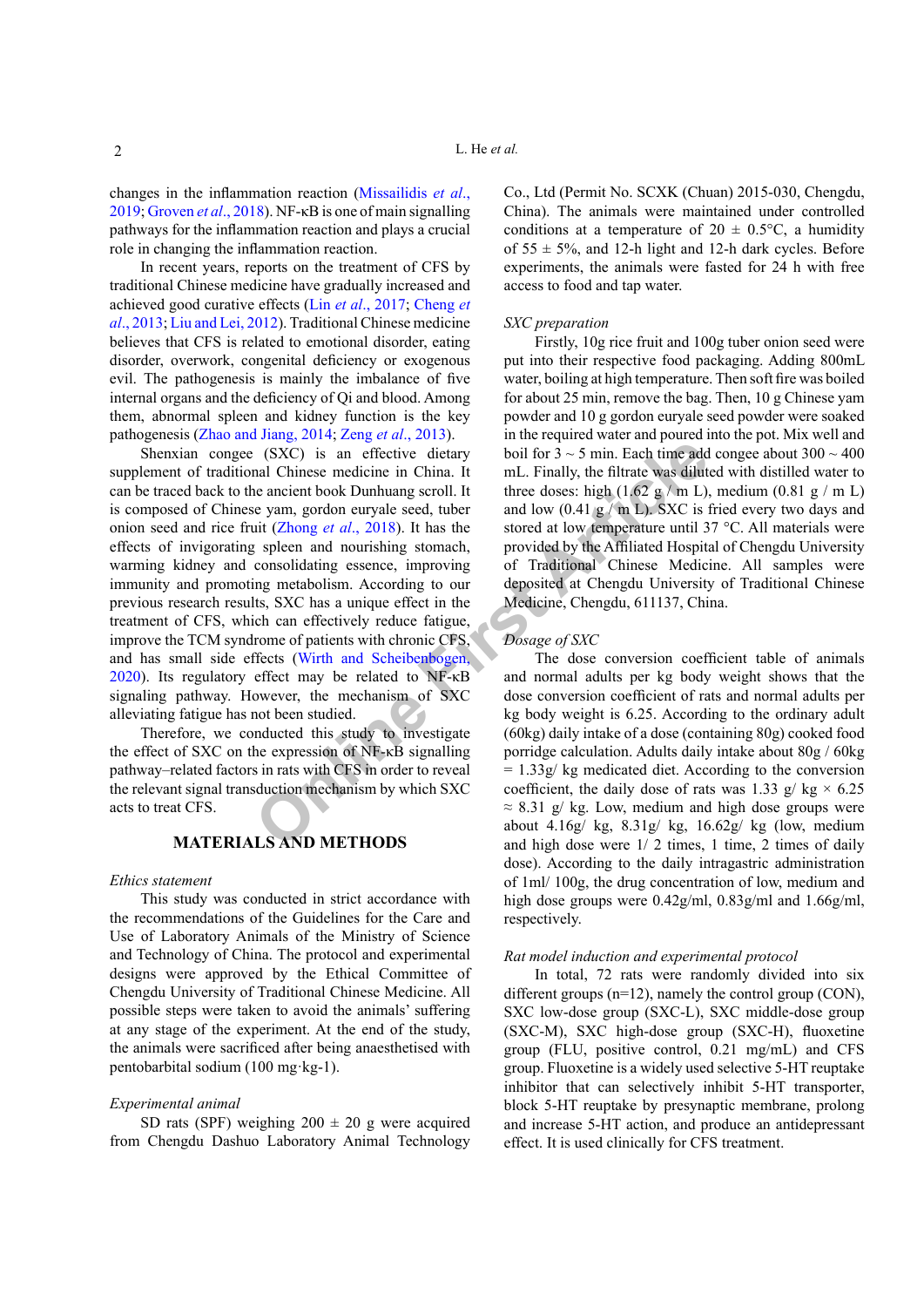changes in the inflammation reaction (Missailidis *et al*., 2019; Groven *et al*., 2018). NF-κB is one of main signalling pathways for the inflammation reaction and plays a crucial role in changing the inflammation reaction.

In recent years, reports on the treatment of CFS by traditional Chinese medicine have gradually increased and achieved good curative effects (Lin *et al*., 2017; Cheng *et al*., 2013; Liu and Lei, 2012). Traditional Chinese medicine believes that CFS is related to emotional disorder, eating disorder, overwork, congenital deficiency or exogenous evil. The pathogenesis is mainly the imbalance of five internal organs and the deficiency of Qi and blood. Among them, abnormal spleen and kidney function is the key pathogenesis (Zhao and Jiang, 2014; Zeng *et al*., 2013).

Shenxian congee (SXC) is an effective dietary supplement of traditional Chinese medicine in China. It can be traced back to the ancient book Dunhuang scroll. It is composed of Chinese yam, gordon euryale seed, tuber onion seed and rice fruit (Zhong *et al*., 2018). It has the effects of invigorating spleen and nourishing stomach, warming kidney and consolidating essence, improving immunity and promoting metabolism. According to our previous research results, SXC has a unique effect in the treatment of CFS, which can effectively reduce fatigue, improve the TCM syndrome of patients with chronic CFS, and has small side effects (Wirth and Scheibenbogen, 2020). Its regulatory effect may be related to NF-κB signaling pathway. However, the mechanism of SXC alleviating fatigue has not been studied.

Therefore, we conducted this study to investigate the effect of SXC on the expression of NF-κB signalling pathway–related factors in rats with CFS in order to reveal the relevant signal transduction mechanism by which SXC acts to treat CFS.

## MATERIALS AND METHODS

*Ethics statement*

This study was conducted in strict accordance with the recommendations of the Guidelines for the Care and Use of Laboratory Animals of the Ministry of Science and Technology of China. The protocol and experimental designs were approved by the Ethical Committee of Chengdu University of Traditional Chinese Medicine. All possible steps were taken to avoid the animals' suffering at any stage of the experiment. At the end of the study, the animals were sacrificed after being anaesthetised with pentobarbital sodium (100 mg·kg-1).

*Experimental animal*

SD rats (SPF) weighing 200 ± 20 g were acquired from Chengdu Dashuo Laboratory Animal Technology Co., Ltd (Permit No. SCXK (Chuan) 2015-030, Chengdu, China). The animals were maintained under controlled conditions at a temperature of 20 ± 0.5°C, a humidity of 55 ± 5%, and 12-h light and 12-h dark cycles. Before experiments, the animals were fasted for 24 h with free access to food and tap water.

*SXC preparation*

Firstly, 10g rice fruit and 100g tuber onion seed were put into their respective food packaging. Adding 800mL water, boiling at high temperature. Then soft fire was boiled for about 25 min, remove the bag. Then, 10 g Chinese yam powder and 10 g gordon euryale seed powder were soaked in the required water and poured into the pot. Mix well and boil for 3 ~ 5 min. Each time add congee about 300 ~ 400 mL. Finally, the filtrate was diluted with distilled water to three doses: high (1.62 g / m L), medium (0.81 g / m L) and low (0.41 g / m L). SXC is fried every two days and stored at low temperature until 37 °C. All materials were provided by the Affiliated Hospital of Chengdu University of Traditional Chinese Medicine. All samples were deposited at Chengdu University of Traditional Chinese Medicine, Chengdu, 611137, China.

*Dosage of SXC*

The dose conversion coefficient table of animals and normal adults per kg body weight shows that the dose conversion coefficient of rats and normal adults per kg body weight is 6.25. According to the ordinary adult (60kg) daily intake of a dose (containing 80g) cooked food porridge calculation. Adults daily intake about 80g / 60kg = 1.33g/ kg medicated diet. According to the conversion coefficient, the daily dose of rats was 1.33 g/ kg × 6.25 ≈ 8.31 g/ kg. Low, medium and high dose groups were about 4.16g/ kg, 8.31g/ kg, 16.62g/ kg (low, medium and high dose were 1/ 2 times, 1 time, 2 times of daily dose). According to the daily intragastric administration of 1ml/ 100g, the drug concentration of low, medium and high dose groups were 0.42g/ml, 0.83g/ml and 1.66g/ml, respectively.

*Rat model induction and experimental protocol*

In total, 72 rats were randomly divided into six different groups (n=12), namely the control group (CON), SXC low-dose group (SXC-L), SXC middle-dose group (SXC-M), SXC high-dose group (SXC-H), fluoxetine group (FLU, positive control, 0.21 mg/mL) and CFS group. Fluoxetine is a widely used selective 5-HT reuptake inhibitor that can selectively inhibit 5-HT transporter, block 5-HT reuptake by presynaptic membrane, prolong and increase 5-HT action, and produce an antidepressant effect. It is used clinically for CFS treatment.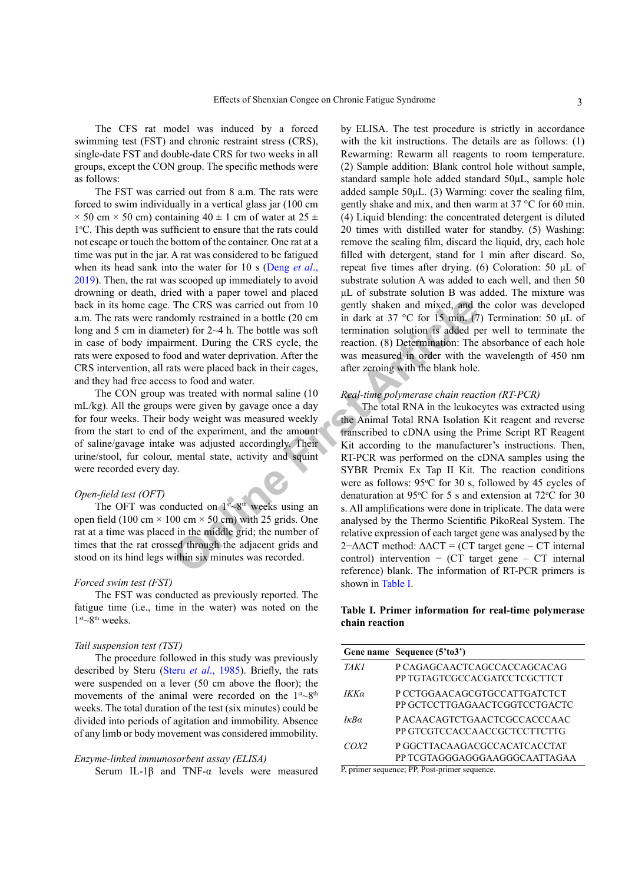The CFS rat model was induced by a forced swimming test (FST) and chronic restraint stress (CRS), single-date FST and double-date CRS for two weeks in all groups, except the CON group. The specific methods were as follows:

The FST was carried out from 8 a.m. The rats were forced to swim individually in a vertical glass jar (100 cm × 50 cm × 50 cm) containing 40 ± 1 cm of water at 25 ± 1°C. This depth was sufficient to ensure that the rats could not escape or touch the bottom of the container. One rat at a time was put in the jar. A rat was considered to be fatigued when its head sank into the water for 10 s (Deng *et al*., 2019). Then, the rat was scooped up immediately to avoid drowning or death, dried with a paper towel and placed back in its home cage. The CRS was carried out from 10 a.m. The rats were randomly restrained in a bottle (20 cm long and 5 cm in diameter) for 2~4 h. The bottle was soft in case of body impairment. During the CRS cycle, the rats were exposed to food and water deprivation. After the CRS intervention, all rats were placed back in their cages, and they had free access to food and water.

The CON group was treated with normal saline (10 mL/kg). All the groups were given by gavage once a day for four weeks. Their body weight was measured weekly from the start to end of the experiment, and the amount of saline/gavage intake was adjusted accordingly. Their urine/stool, fur colour, mental state, activity and squint were recorded every day.

*Open-field test (OFT)*

The OFT was conducted on 1st~8th weeks using an open field (100 cm × 100 cm × 50 cm) with 25 grids. One rat at a time was placed in the middle grid; the number of times that the rat crossed through the adjacent grids and stood on its hind legs within six minutes was recorded.

*Forced swim test (FST)*

The FST was conducted as previously reported. The fatigue time (i.e., time in the water) was noted on the 1st~8th weeks.

*Tail suspension test (TST)*

The procedure followed in this study was previously described by Steru (Steru *et al*., 1985). Briefly, the rats were suspended on a lever (50 cm above the floor); the movements of the animal were recorded on the 1st~8th weeks. The total duration of the test (six minutes) could be divided into periods of agitation and immobility. Absence of any limb or body movement was considered immobility.

*Enzyme-linked immunosorbent assay (ELISA)*

Serum IL-1β and TNF-α levels were measured by ELISA. The test procedure is strictly in accordance with the kit instructions. The details are as follows: (1) Rewarming: Rewarm all reagents to room temperature. (2) Sample addition: Blank control hole without sample, standard sample hole added standard 50μL, sample hole added sample 50μL. (3) Warming: cover the sealing film, gently shake and mix, and then warm at 37 °C for 60 min. (4) Liquid blending: the concentrated detergent is diluted 20 times with distilled water for standby. (5) Washing: remove the sealing film, discard the liquid, dry, each hole filled with detergent, stand for 1 min after discard. So, repeat five times after drying. (6) Coloration: 50 μL of substrate solution A was added to each well, and then 50 μL of substrate solution B was added. The mixture was gently shaken and mixed, and the color was developed in dark at 37 °C for 15 min. (7) Termination: 50 μL of termination solution is added per well to terminate the reaction. (8) Determination: The absorbance of each hole was measured in order with the wavelength of 450 nm after zeroing with the blank hole.

*Real-time polymerase chain reaction (RT-PCR)*

The total RNA in the leukocytes was extracted using the Animal Total RNA Isolation Kit reagent and reverse transcribed to cDNA using the Prime Script RT Reagent Kit according to the manufacturer's instructions. Then, RT-PCR was performed on the cDNA samples using the SYBR Premix Ex Tap II Kit. The reaction conditions were as follows: 95°C for 30 s, followed by 45 cycles of denaturation at 95°C for 5 s and extension at 72°C for 30 s. All amplifications were done in triplicate. The data were analysed by the Thermo Scientific PikoReal System. The relative expression of each target gene was analysed by the $2^{-\Delta\Delta CT}$ method: ΔΔCT = (CT target gene – CT internal control) intervention − (CT target gene – CT internal reference) blank. The information of RT-PCR primers is shown in Table I.

**Table I. Primer information for real-time polymerase chain reaction**

| Gene name | Sequence (5'to3') |
|---|---|
| *TAK1* | P CAGAGCAACTCAGCCACCAGCACAG<br>PP TGTAGTCGCCACGATCCTCGCTTCT |
| *IKKα* | P CCTGGAACAGCGTGCCATTGATCTCT<br>PP GCTCCTTGAGAACTCGGTCCTGACTC |
| *IκBα* | P ACAACAGTCTGAACTCGCCACCCAAC<br>PP GTCGTCCACCAACCGCTCCTTCTTG |
| *COX2* | P GGCTTACAAGACGCCACATCACCTAT<br>PP TCGTAGGGAGGGAAGGGCAATTAGAA |

P, primer sequence; PP, Post-primer sequence.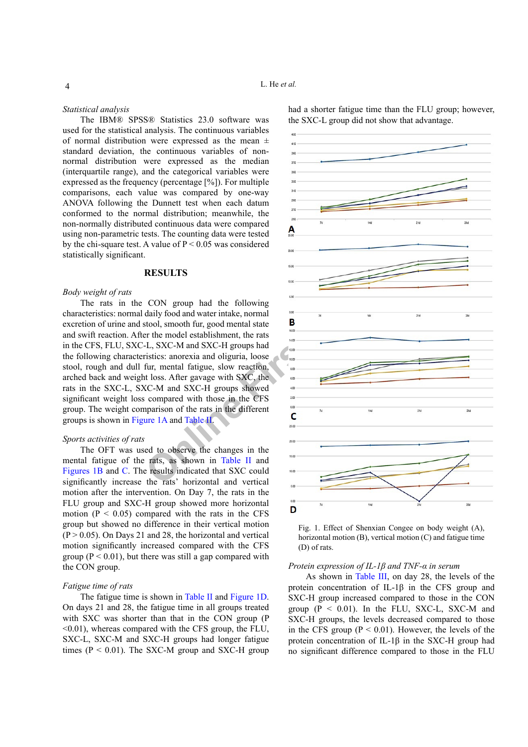### *Statistical analysis*

The IBM® SPSS® Statistics 23.0 software was used for the statistical analysis. The continuous variables of normal distribution were expressed as the mean ± standard deviation, the continuous variables of non-normal distribution were expressed as the median (interquartile range), and the categorical variables were expressed as the frequency (percentage [%]). For multiple comparisons, each value was compared by one-way ANOVA following the Dunnett test when each datum conformed to the normal distribution; meanwhile, the non-normally distributed continuous data were compared using non-parametric tests. The counting data were tested by the chi-square test. A value of $P < 0.05$ was considered statistically significant.

## RESULTS

### *Body weight of rats*

The rats in the CON group had the following characteristics: normal daily food and water intake, normal excretion of urine and stool, smooth fur, good mental state and swift reaction. After the model establishment, the rats in the CFS, FLU, SXC-L, SXC-M and SXC-H groups had the following characteristics: anorexia and oliguria, loose stool, rough and dull fur, mental fatigue, slow reaction, arched back and weight loss. After gavage with SXC, the rats in the SXC-L, SXC-M and SXC-H groups showed significant weight loss compared with those in the CFS group. The weight comparison of the rats in the different groups is shown in Figure 1A and Table II.

### *Sports activities of rats*

The OFT was used to observe the changes in the mental fatigue of the rats, as shown in Table II and Figures 1B and C. The results indicated that SXC could significantly increase the rats' horizontal and vertical motion after the intervention. On Day 7, the rats in the FLU group and SXC-H group showed more horizontal motion ($P < 0.05$) compared with the rats in the CFS group but showed no difference in their vertical motion ($P > 0.05$). On Days 21 and 28, the horizontal and vertical motion significantly increased compared with the CFS group ($P < 0.01$), but there was still a gap compared with the CON group.

### *Fatigue time of rats*

The fatigue time is shown in Table II and Figure 1D. On days 21 and 28, the fatigue time in all groups treated with SXC was shorter than that in the CON group ($P < 0.01$), whereas compared with the CFS group, the FLU, SXC-L, SXC-M and SXC-H groups had longer fatigue times ($P < 0.01$). The SXC-M group and SXC-H group had a shorter fatigue time than the FLU group; however, the SXC-L group did not show that advantage.

Fig. 1. Effect of Shenxian Congee on body weight (A), horizontal motion (B), vertical motion (C) and fatigue time (D) of rats.

### *Protein expression of IL-1β and TNF-α in serum*

As shown in Table III, on day 28, the levels of the protein concentration of IL-1β in the CFS group and SXC-H group increased compared to those in the CON group ($P < 0.01$). In the FLU, SXC-L, SXC-M and SXC-H groups, the levels decreased compared to those in the CFS group ($P < 0.01$). However, the levels of the protein concentration of IL-1β in the SXC-H group had no significant difference compared to those in the FLU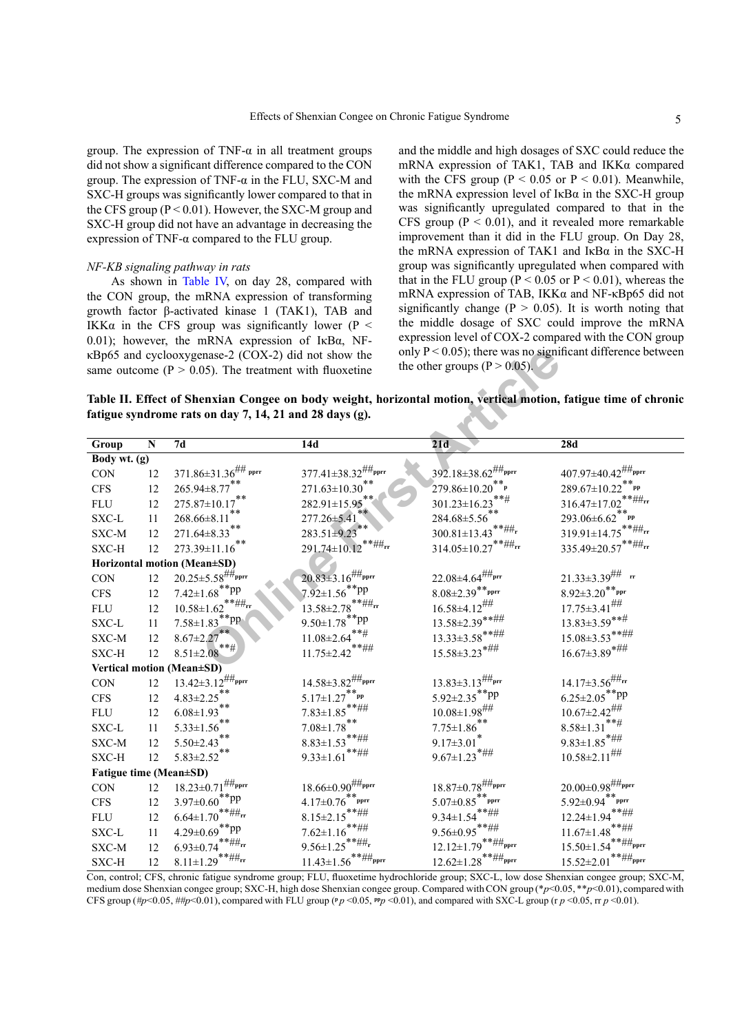group. The expression of TNF-α in all treatment groups did not show a significant difference compared to the CON group. The expression of TNF-α in the FLU, SXC-M and SXC-H groups was significantly lower compared to that in the CFS group ($P < 0.01$). However, the SXC-M group and SXC-H group did not have an advantage in decreasing the expression of TNF-α compared to the FLU group.

*NF-KB signaling pathway in rats*

As shown in Table IV, on day 28, compared with the CON group, the mRNA expression of transforming growth factor β-activated kinase 1 (TAK1), TAB and IKKα in the CFS group was significantly lower ($P < 0.01$); however, the mRNA expression of IκBα, NF-κBp65 and cyclooxygenase-2 (COX-2) did not show the same outcome ($P > 0.05$). The treatment with fluoxetine and the middle and high dosages of SXC could reduce the mRNA expression of TAK1, TAB and IKKα compared with the CFS group ($P < 0.05$ or $P < 0.01$). Meanwhile, the mRNA expression level of IκBα in the SXC-H group was significantly upregulated compared to that in the CFS group ($P < 0.01$), and it revealed more remarkable improvement than it did in the FLU group. On Day 28, the mRNA expression of TAK1 and IκBα in the SXC-H group was significantly upregulated when compared with that in the FLU group ($P < 0.05$ or $P < 0.01$), whereas the mRNA expression of TAB, IKKα and NF-κBp65 did not significantly change ($P > 0.05$). It is worth noting that the middle dosage of SXC could improve the mRNA expression level of COX-2 compared with the CON group only $P < 0.05$); there was no significant difference between the other groups ($P > 0.05$).

**Table II. Effect of Shenxian Congee on body weight, horizontal motion, vertical motion, fatigue time of chronic fatigue syndrome rats on day 7, 14, 21 and 28 days (g).**

| Group | N | 7d | 14d | 21d | 28d |
|---|---|---|---|---|---|
| **Body wt. (g)** | | | | | |
| CON | 12 | 371.86±31.36$^{\#\#\ pprr}$ | 377.41±38.32$^{\#\#pprr}$ | 392.18±38.62$^{\#\#pprr}$ | 407.97±40.42$^{\#\#pprr}$ |
| CFS | 12 | 265.94±8.77$^{**}$ | 271.63±10.30$^{**}$ | 279.86±10.20$^{**p}$ | 289.67±10.22$^{**pp}$ |
| FLU | 12 | 275.87±10.17$^{**}$ | 282.91±15.95$^{**}$ | 301.23±16.23$^{**\#}$ | 316.47±17.02$^{**\#\#rr}$ |
| SXC-L | 11 | 268.66±8.11$^{**}$ | 277.26±5.41$^{**}$ | 284.68±5.56$^{**}$ | 293.06±6.62$^{**pp}$ |
| SXC-M | 12 | 271.64±8.33$^{**}$ | 283.51±9.23$^{**}$ | 300.81±13.43$^{**\#\#r}$ | 319.91±14.75$^{**\#\#rr}$ |
| SXC-H | 12 | 273.39±11.16$^{**}$ | 291.74±10.12$^{**\#\#rr}$ | 314.05±10.27$^{**\#\#rr}$ | 335.49±20.57$^{**\#\#rr}$ |
| **Horizontal motion (Mean±SD)** | | | | | |
| CON | 12 | 20.25±5.58$^{\#\#pprr}$ | 20.83±3.16$^{\#\#pprr}$ | 22.08±4.64$^{\#\#prr}$ | 21.33±3.39$^{\#\#\ rr}$ |
| CFS | 12 | 7.42±1.68$^{**pp}$ | 7.92±1.56$^{**pp}$ | 8.08±2.39$^{**pprr}$ | 8.92±3.20$^{**prr}$ |
| FLU | 12 | 10.58±1.62$^{**\#\#rr}$ | 13.58±2.78$^{**\#\#rr}$ | 16.58±4.12$^{\#\#}$ | 17.75±3.41$^{\#\#}$ |
| SXC-L | 11 | 7.58±1.83$^{**pp}$ | 9.50±1.78$^{**pp}$ | 13.58±2.39$^{**\#\#}$ | 13.83±3.59$^{**\#}$ |
| SXC-M | 12 | 8.67±2.27$^{**}$ | 11.08±2.64$^{**\#}$ | 13.33±3.58$^{**\#\#}$ | 15.08±3.53$^{**\#\#}$ |
| SXC-H | 12 | 8.51±2.08$^{**\#}$ | 11.75±2.42$^{**\#\#}$ | 15.58±3.23$^{*\#\#}$ | 16.67±3.89$^{*\#\#}$ |
| **Vertical motion (Mean±SD)** | | | | | |
| CON | 12 | 13.42±3.12$^{\#\#pprr}$ | 14.58±3.82$^{\#\#pprr}$ | 13.83±3.13$^{\#\#prr}$ | 14.17±3.56$^{\#\#rr}$ |
| CFS | 12 | 4.83±2.25$^{**}$ | 5.17±1.27$^{**pp}$ | 5.92±2.35$^{**pp}$ | 6.25±2.05$^{**pp}$ |
| FLU | 12 | 6.08±1.93$^{**}$ | 7.83±1.85$^{**\#\#}$ | 10.08±1.98$^{\#\#}$ | 10.67±2.42$^{\#\#}$ |
| SXC-L | 11 | 5.33±1.56$^{**}$ | 7.08±1.78$^{**}$ | 7.75±1.86$^{**}$ | 8.58±1.31$^{**\#}$ |
| SXC-M | 12 | 5.50±2.43$^{**}$ | 8.83±1.53$^{**\#\#}$ | 9.17±3.01$^{*}$ | 9.83±1.85$^{*\#\#}$ |
| SXC-H | 12 | 5.83±2.52$^{**}$ | 9.33±1.61$^{**\#\#}$ | 9.67±1.23$^{*\#\#}$ | 10.58±2.11$^{\#\#}$ |
| **Fatigue time (Mean±SD)** | | | | | |
| CON | 12 | 18.23±0.71$^{\#\#pprr}$ | 18.66±0.90$^{\#\#pprr}$ | 18.87±0.78$^{\#\#pprr}$ | 20.00±0.98$^{\#\#pprr}$ |
| CFS | 12 | 3.97±0.60$^{**pp}$ | 4.17±0.76$^{**pprr}$ | 5.07±0.85$^{**pprr}$ | 5.92±0.94$^{**pprr}$ |
| FLU | 12 | 6.64±1.70$^{**\#\#rr}$ | 8.15±2.15$^{**\#\#}$ | 9.34±1.54$^{**\#\#}$ | 12.24±1.94$^{**\#\#}$ |
| SXC-L | 11 | 4.29±0.69$^{**pp}$ | 7.62±1.16$^{**\#\#}$ | 9.56±0.95$^{**\#\#}$ | 11.67±1.48$^{**\#\#}$ |
| SXC-M | 12 | 6.93±0.74$^{**\#\#rr}$ | 9.56±1.25$^{**\#\#r}$ | 12.12±1.79$^{**\#\#pprr}$ | 15.50±1.54$^{**\#\#pprr}$ |
| SXC-H | 12 | 8.11±1.29$^{**\#\#rr}$ | 11.43±1.56$^{**\#\#pprr}$ | 12.62±1.28$^{**\#\#pprr}$ | 15.52±2.01$^{**\#\#pprr}$ |

Con, control; CFS, chronic fatigue syndrome group; FLU, fluoxetime hydrochloride group; SXC-L, low dose Shenxian congee group; SXC-M, medium dose Shenxian congee group; SXC-H, high dose Shenxian congee group. Compared with CON group (*$p$<0.05, **$p$<0.01), compared with CFS group (#$p$<0.05, ##$p$<0.01), compared with FLU group (p $p$ <0.05, pp$p$ <0.01), and compared with SXC-L group (r $p$ <0.05, rr $p$ <0.01).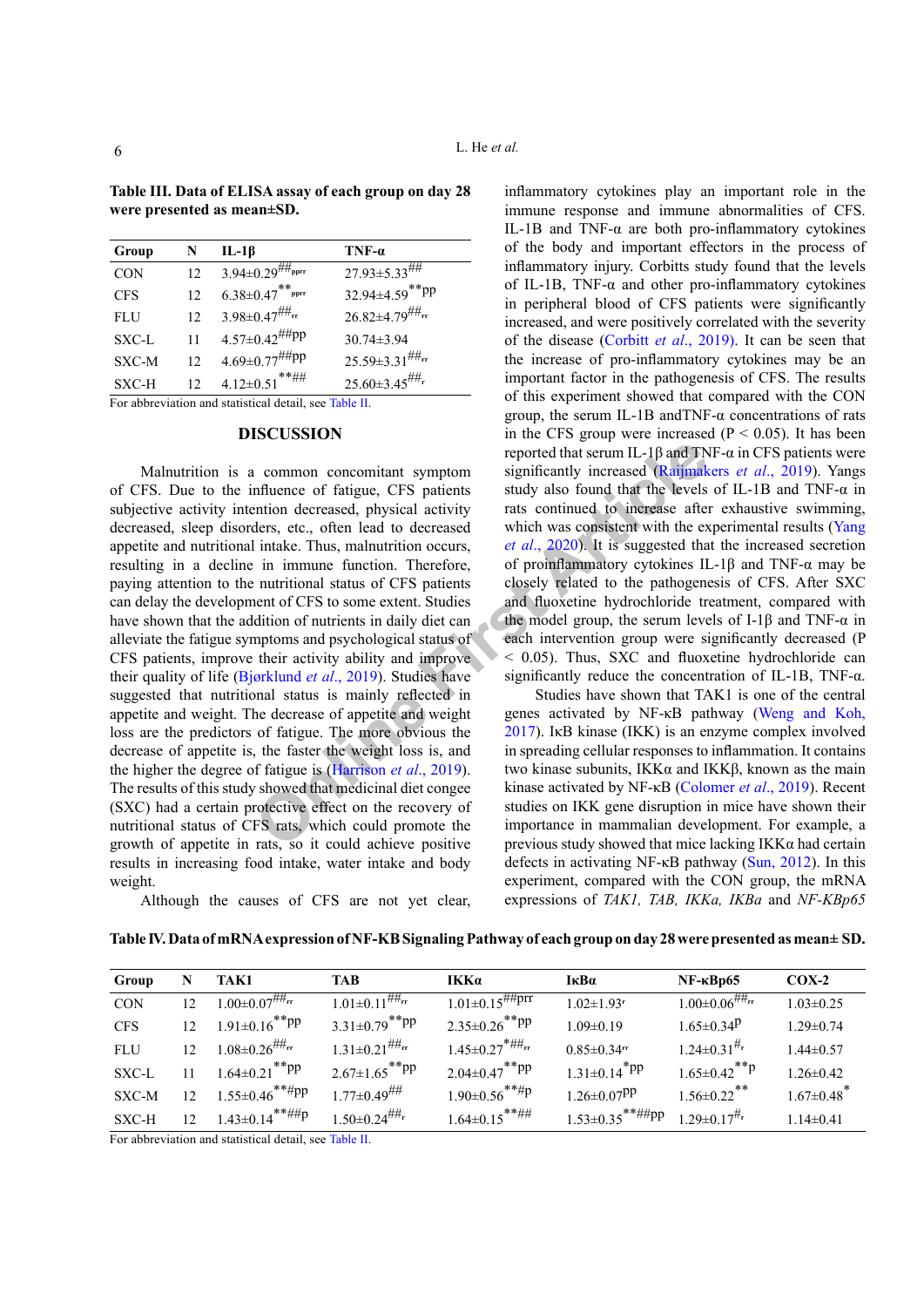**Table III. Data of ELISA assay of each group on day 28 were presented as mean±SD.**

| Group | N | IL-1β | TNF-α |
|---|---|---|---|
| CON | 12 | 3.94±0.29$^{\#\#pprr}$ | 27.93±5.33$^{\#\#}$ |
| CFS | 12 | 6.38±0.47$^{**pprr}$ | 32.94±4.59$^{**pp}$ |
| FLU | 12 | 3.98±0.47$^{\#\#rr}$ | 26.82±4.79$^{\#\#rr}$ |
| SXC-L | 11 | 4.57±0.42$^{\#\#pp}$ | 30.74±3.94 |
| SXC-M | 12 | 4.69±0.77$^{\#\#pp}$ | 25.59±3.31$^{\#\#rr}$ |
| SXC-H | 12 | 4.12±0.51$^{**\#\#}$ | 25.60±3.45$^{\#\#r}$ |

For abbreviation and statistical detail, see Table II.

## DISCUSSION

Malnutrition is a common concomitant symptom of CFS. Due to the influence of fatigue, CFS patients subjective activity intention decreased, physical activity decreased, sleep disorders, etc., often lead to decreased appetite and nutritional intake. Thus, malnutrition occurs, resulting in a decline in immune function. Therefore, paying attention to the nutritional status of CFS patients can delay the development of CFS to some extent. Studies have shown that the addition of nutrients in daily diet can alleviate the fatigue symptoms and psychological status of CFS patients, improve their activity ability and improve their quality of life (Bjørklund *et al*., 2019). Studies have suggested that nutritional status is mainly reflected in appetite and weight. The decrease of appetite and weight loss are the predictors of fatigue. The more obvious the decrease of appetite is, the faster the weight loss is, and the higher the degree of fatigue is (Harrison *et al*., 2019). The results of this study showed that medicinal diet congee (SXC) had a certain protective effect on the recovery of nutritional status of CFS rats, which could promote the growth of appetite in rats, so it could achieve positive results in increasing food intake, water intake and body weight.

Although the causes of CFS are not yet clear, inflammatory cytokines play an important role in the immune response and immune abnormalities of CFS. IL-1B and TNF-α are both pro-inflammatory cytokines of the body and important effectors in the process of inflammatory injury. Corbitts study found that the levels of IL-1B, TNF-α and other pro-inflammatory cytokines in peripheral blood of CFS patients were significantly increased, and were positively correlated with the severity of the disease (Corbitt *et al*., 2019). It can be seen that the increase of pro-inflammatory cytokines may be an important factor in the pathogenesis of CFS. The results of this experiment showed that compared with the CON group, the serum IL-1B andTNF-α concentrations of rats in the CFS group were increased ($P < 0.05$). It has been reported that serum IL-1β and TNF-α in CFS patients were significantly increased (Raijmakers *et al*., 2019). Yangs study also found that the levels of IL-1B and TNF-α in rats continued to increase after exhaustive swimming, which was consistent with the experimental results (Yang *et al*., 2020). It is suggested that the increased secretion of proinflammatory cytokines IL-1β and TNF-α may be closely related to the pathogenesis of CFS. After SXC and fluoxetine hydrochloride treatment, compared with the model group, the serum levels of I-1β and TNF-α in each intervention group were significantly decreased ($P < 0.05$). Thus, SXC and fluoxetine hydrochloride can significantly reduce the concentration of IL-1B, TNF-α.

Studies have shown that TAK1 is one of the central genes activated by NF-κB pathway (Weng and Koh, 2017). IκB kinase (IKK) is an enzyme complex involved in spreading cellular responses to inflammation. It contains two kinase subunits, IKKα and IKKβ, known as the main kinase activated by NF-κB (Colomer *et al*., 2019). Recent studies on IKK gene disruption in mice have shown their importance in mammalian development. For example, a previous study showed that mice lacking IKKα had certain defects in activating NF-κB pathway (Sun, 2012). In this experiment, compared with the CON group, the mRNA expressions of *TAK1, TAB, IKKa, IKBa* and *NF-KBp65*

**Table IV. Data of mRNA expression of NF-KB Signaling Pathway of each group on day 28 were presented as mean± SD.**

| Group | N | TAK1 | TAB | IKKα | IκBα | NF-κBp65 | COX-2 |
|---|---|---|---|---|---|---|---|
| CON | 12 | 1.00±0.07$^{\#\#rr}$ | 1.01±0.11$^{\#\#rr}$ | 1.01±0.15$^{\#\#prr}$ | 1.02±1.93$^{r}$ | 1.00±0.06$^{\#\#rr}$ | 1.03±0.25 |
| CFS | 12 | 1.91±0.16$^{**pp}$ | 3.31±0.79$^{**pp}$ | 2.35±0.26$^{**pp}$ | 1.09±0.19 | 1.65±0.34$^{p}$ | 1.29±0.74 |
| FLU | 12 | 1.08±0.26$^{\#\#rr}$ | 1.31±0.21$^{\#\#rr}$ | 1.45±0.27$^{*\#\#rr}$ | 0.85±0.34$^{rr}$ | 1.24±0.31$^{\#r}$ | 1.44±0.57 |
| SXC-L | 11 | 1.64±0.21$^{**pp}$ | 2.67±1.65$^{**pp}$ | 2.04±0.47$^{**pp}$ | 1.31±0.14$^{*pp}$ | 1.65±0.42$^{**p}$ | 1.26±0.42 |
| SXC-M | 12 | 1.55±0.46$^{**\#pp}$ | 1.77±0.49$^{\#\#}$ | 1.90±0.56$^{**\#p}$ | 1.26±0.07$^{pp}$ | 1.56±0.22$^{**}$ | 1.67±0.48$^{*}$ |
| SXC-H | 12 | 1.43±0.14$^{**\#\#p}$ | 1.50±0.24$^{\#\#r}$ | 1.64±0.15$^{**\#\#}$ | 1.53±0.35$^{**\#\#pp}$ | 1.29±0.17$^{\#r}$ | 1.14±0.41 |

For abbreviation and statistical detail, see Table II.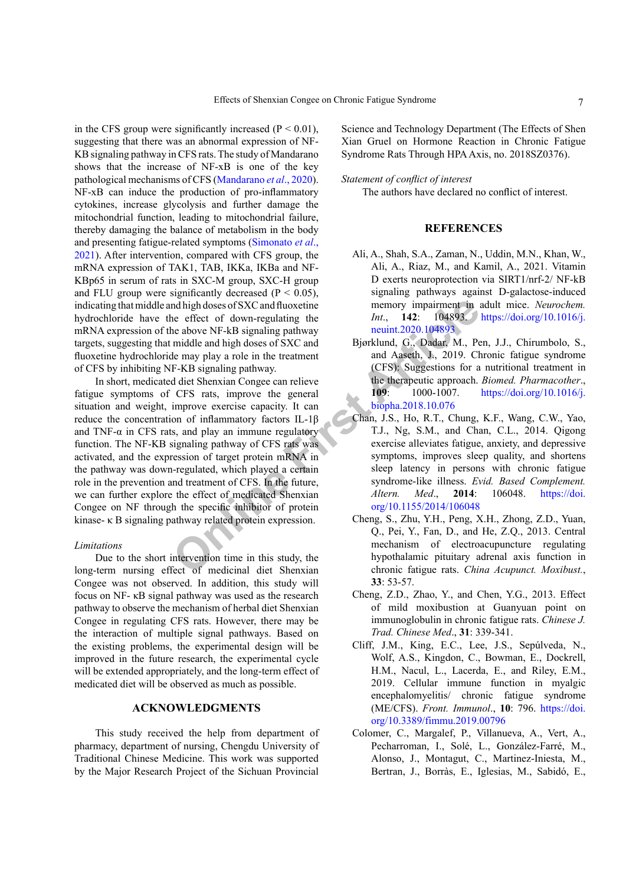in the CFS group were significantly increased ($P < 0.01$), suggesting that there was an abnormal expression of NF-KB signaling pathway in CFS rats. The study of Mandarano shows that the increase of NF-κB is one of the key pathological mechanisms of CFS (Mandarano *et al*., 2020). NF-κB can induce the production of pro-inflammatory cytokines, increase glycolysis and further damage the mitochondrial function, leading to mitochondrial failure, thereby damaging the balance of metabolism in the body and presenting fatigue-related symptoms (Simonato *et al*., 2021). After intervention, compared with CFS group, the mRNA expression of TAK1, TAB, IKKa, IKBa and NF-KBp65 in serum of rats in SXC-M group, SXC-H group and FLU group were significantly decreased ($P < 0.05$), indicating that middle and high doses of SXC and fluoxetine hydrochloride have the effect of down-regulating the mRNA expression of the above NF-kB signaling pathway targets, suggesting that middle and high doses of SXC and fluoxetine hydrochloride may play a role in the treatment of CFS by inhibiting NF-KB signaling pathway.

In short, medicated diet Shenxian Congee can relieve fatigue symptoms of CFS rats, improve the general situation and weight, improve exercise capacity. It can reduce the concentration of inflammatory factors IL-1β and TNF-α in CFS rats, and play an immune regulatory function. The NF-KB signaling pathway of CFS rats was activated, and the expression of target protein mRNA in the pathway was down-regulated, which played a certain role in the prevention and treatment of CFS. In the future, we can further explore the effect of medicated Shenxian Congee on NF through the specific inhibitor of protein kinase- κ B signaling pathway related protein expression.

*Limitations*

Due to the short intervention time in this study, the long-term nursing effect of medicinal diet Shenxian Congee was not observed. In addition, this study will focus on NF- κB signal pathway was used as the research pathway to observe the mechanism of herbal diet Shenxian Congee in regulating CFS rats. However, there may be the interaction of multiple signal pathways. Based on the existing problems, the experimental design will be improved in the future research, the experimental cycle will be extended appropriately, and the long-term effect of medicated diet will be observed as much as possible.

## ACKNOWLEDGMENTS

This study received the help from department of pharmacy, department of nursing, Chengdu University of Traditional Chinese Medicine. This work was supported by the Major Research Project of the Sichuan Provincial Science and Technology Department (The Effects of Shen Xian Gruel on Hormone Reaction in Chronic Fatigue Syndrome Rats Through HPA Axis, no. 2018SZ0376).

*Statement of conflict of interest*

The authors have declared no conflict of interest.

## REFERENCES

Ali, A., Shah, S.A., Zaman, N., Uddin, M.N., Khan, W., Ali, A., Riaz, M., and Kamil, A., 2021. Vitamin D exerts neuroprotection via SIRT1/nrf-2/ NF-kB signaling pathways against D-galactose-induced memory impairment in adult mice. *Neurochem. Int.*, **142**: 104893. https://doi.org/10.1016/j.neuint.2020.104893

Bjørklund, G., Dadar, M., Pen, J.J., Chirumbolo, S., and Aaseth, J., 2019. Chronic fatigue syndrome (CFS): Suggestions for a nutritional treatment in the therapeutic approach. *Biomed. Pharmacother*., **109**: 1000-1007. https://doi.org/10.1016/j.biopha.2018.10.076

Chan, J.S., Ho, R.T., Chung, K.F., Wang, C.W., Yao, T.J., Ng, S.M., and Chan, C.L., 2014. Qigong exercise alleviates fatigue, anxiety, and depressive symptoms, improves sleep quality, and shortens sleep latency in persons with chronic fatigue syndrome-like illness. *Evid. Based Complement. Altern. Med*., **2014**: 106048. https://doi.org/10.1155/2014/106048

Cheng, S., Zhu, Y.H., Peng, X.H., Zhong, Z.D., Yuan, Q., Pei, Y., Fan, D., and He, Z.Q., 2013. Central mechanism of electroacupuncture regulating hypothalamic pituitary adrenal axis function in chronic fatigue rats. *China Acupunct. Moxibust.*, **33**: 53-57.

Cheng, Z.D., Zhao, Y., and Chen, Y.G., 2013. Effect of mild moxibustion at Guanyuan point on immunoglobulin in chronic fatigue rats. *Chinese J. Trad. Chinese Med*., **31**: 339-341.

Cliff, J.M., King, E.C., Lee, J.S., Sepúlveda, N., Wolf, A.S., Kingdon, C., Bowman, E., Dockrell, H.M., Nacul, L., Lacerda, E., and Riley, E.M., 2019. Cellular immune function in myalgic encephalomyelitis/ chronic fatigue syndrome (ME/CFS). *Front. Immunol*., **10**: 796. https://doi.org/10.3389/fimmu.2019.00796

Colomer, C., Margalef, P., Villanueva, A., Vert, A., Pecharroman, I., Solé, L., González-Farré, M., Alonso, J., Montagut, C., Martinez-Iniesta, M., Bertran, J., Borràs, E., Iglesias, M., Sabidó, E.,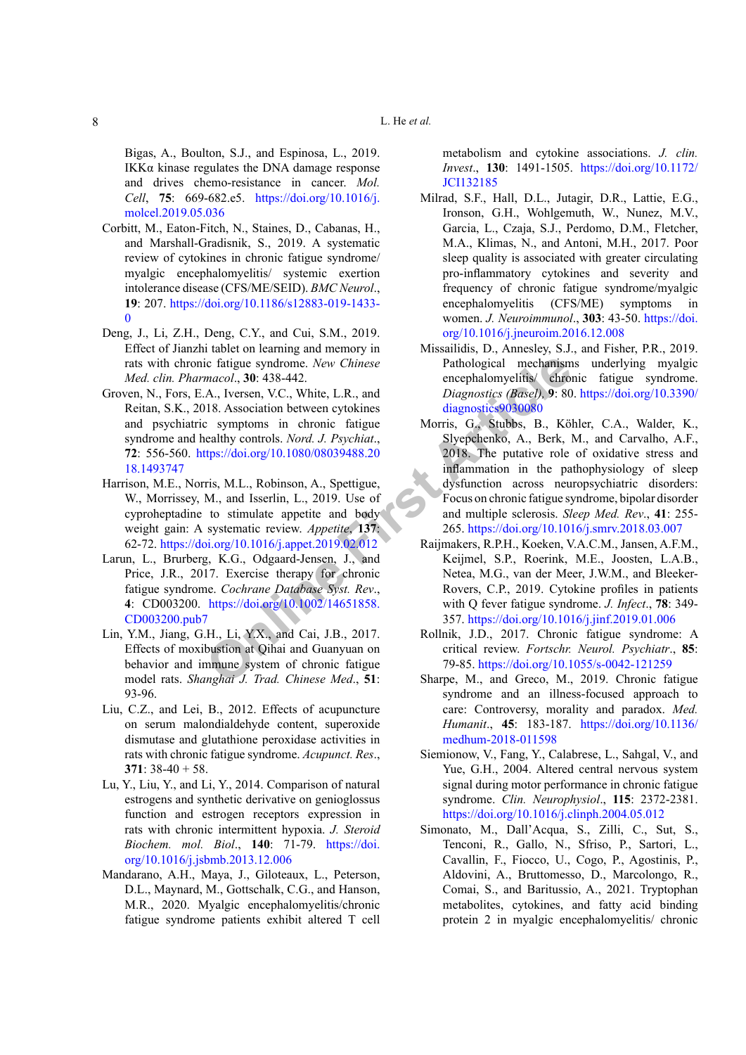Bigas, A., Boulton, S.J., and Espinosa, L., 2019. IKKα kinase regulates the DNA damage response and drives chemo-resistance in cancer. *Mol. Cell*, **75**: 669-682.e5. https://doi.org/10.1016/j.molcel.2019.05.036

Corbitt, M., Eaton-Fitch, N., Staines, D., Cabanas, H., and Marshall-Gradisnik, S., 2019. A systematic review of cytokines in chronic fatigue syndrome/ myalgic encephalomyelitis/ systemic exertion intolerance disease (CFS/ME/SEID). *BMC Neurol.*, **19**: 207. https://doi.org/10.1186/s12883-019-1433-0

Deng, J., Li, Z.H., Deng, C.Y., and Cui, S.M., 2019. Effect of Jianzhi tablet on learning and memory in rats with chronic fatigue syndrome. *New Chinese Med. clin. Pharmacol.*, **30**: 438-442.

Groven, N., Fors, E.A., Iversen, V.C., White, L.R., and Reitan, S.K., 2018. Association between cytokines and psychiatric symptoms in chronic fatigue syndrome and healthy controls. *Nord. J. Psychiat.*, **72**: 556-560. https://doi.org/10.1080/08039488.2018.1493747

Harrison, M.E., Norris, M.L., Robinson, A., Spettigue, W., Morrissey, M., and Isserlin, L., 2019. Use of cyproheptadine to stimulate appetite and body weight gain: A systematic review. *Appetite*, **137**: 62-72. https://doi.org/10.1016/j.appet.2019.02.012

Larun, L., Brurberg, K.G., Odgaard-Jensen, J., and Price, J.R., 2017. Exercise therapy for chronic fatigue syndrome. *Cochrane Database Syst. Rev.*, **4**: CD003200. https://doi.org/10.1002/14651858.CD003200.pub7

Lin, Y.M., Jiang, G.H., Li, Y.X., and Cai, J.B., 2017. Effects of moxibustion at Qihai and Guanyuan on behavior and immune system of chronic fatigue model rats. *Shanghai J. Trad. Chinese Med.*, **51**: 93-96.

Liu, C.Z., and Lei, B., 2012. Effects of acupuncture on serum malondialdehyde content, superoxide dismutase and glutathione peroxidase activities in rats with chronic fatigue syndrome. *Acupunct. Res.*, **371**: 38-40 + 58.

Lu, Y., Liu, Y., and Li, Y., 2014. Comparison of natural estrogens and synthetic derivative on genioglossus function and estrogen receptors expression in rats with chronic intermittent hypoxia. *J. Steroid Biochem. mol. Biol.*, **140**: 71-79. https://doi.org/10.1016/j.jsbmb.2013.12.006

Mandarano, A.H., Maya, J., Giloteaux, L., Peterson, D.L., Maynard, M., Gottschalk, C.G., and Hanson, M.R., 2020. Myalgic encephalomyelitis/chronic fatigue syndrome patients exhibit altered T cell metabolism and cytokine associations. *J. clin. Invest.*, **130**: 1491-1505. https://doi.org/10.1172/JCI132185

Milrad, S.F., Hall, D.L., Jutagir, D.R., Lattie, E.G., Ironson, G.H., Wohlgemuth, W., Nunez, M.V., Garcia, L., Czaja, S.J., Perdomo, D.M., Fletcher, M.A., Klimas, N., and Antoni, M.H., 2017. Poor sleep quality is associated with greater circulating pro-inflammatory cytokines and severity and frequency of chronic fatigue syndrome/myalgic encephalomyelitis (CFS/ME) symptoms in women. *J. Neuroimmunol.*, **303**: 43-50. https://doi.org/10.1016/j.jneuroim.2016.12.008

Missailidis, D., Annesley, S.J., and Fisher, P.R., 2019. Pathological mechanisms underlying myalgic encephalomyelitis/ chronic fatigue syndrome. *Diagnostics (Basel)*, **9**: 80. https://doi.org/10.3390/diagnostics9030080

Morris, G., Stubbs, B., Köhler, C.A., Walder, K., Slyepchenko, A., Berk, M., and Carvalho, A.F., 2018. The putative role of oxidative stress and inflammation in the pathophysiology of sleep dysfunction across neuropsychiatric disorders: Focus on chronic fatigue syndrome, bipolar disorder and multiple sclerosis. *Sleep Med. Rev.*, **41**: 255-265. https://doi.org/10.1016/j.smrv.2018.03.007

Raijmakers, R.P.H., Koeken, V.A.C.M., Jansen, A.F.M., Keijmel, S.P., Roerink, M.E., Joosten, L.A.B., Netea, M.G., van der Meer, J.W.M., and Bleeker-Rovers, C.P., 2019. Cytokine profiles in patients with Q fever fatigue syndrome. *J. Infect.*, **78**: 349-357. https://doi.org/10.1016/j.jinf.2019.01.006

Rollnik, J.D., 2017. Chronic fatigue syndrome: A critical review. *Fortschr. Neurol. Psychiatr.*, **85**: 79-85. https://doi.org/10.1055/s-0042-121259

Sharpe, M., and Greco, M., 2019. Chronic fatigue syndrome and an illness-focused approach to care: Controversy, morality and paradox. *Med. Humanit.*, **45**: 183-187. https://doi.org/10.1136/medhum-2018-011598

Siemionow, V., Fang, Y., Calabrese, L., Sahgal, V., and Yue, G.H., 2004. Altered central nervous system signal during motor performance in chronic fatigue syndrome. *Clin. Neurophysiol.*, **115**: 2372-2381. https://doi.org/10.1016/j.clinph.2004.05.012

Simonato, M., Dall'Acqua, S., Zilli, C., Sut, S., Tenconi, R., Gallo, N., Sfriso, P., Sartori, L., Cavallin, F., Fiocco, U., Cogo, P., Agostinis, P., Aldovini, A., Bruttomesso, D., Marcolongo, R., Comai, S., and Baritussio, A., 2021. Tryptophan metabolites, cytokines, and fatty acid binding protein 2 in myalgic encephalomyelitis/ chronic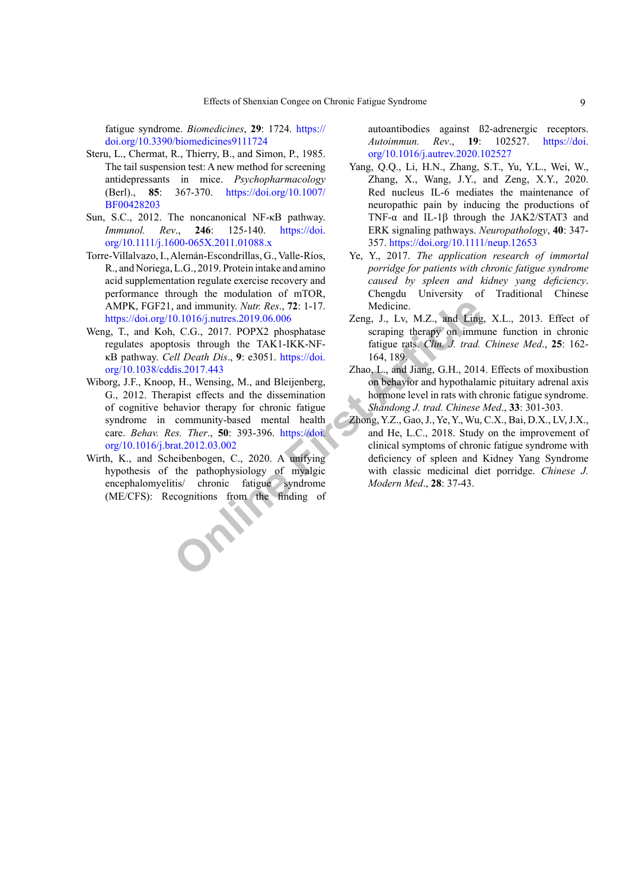fatigue syndrome. *Biomedicines*, **29**: 1724. https://doi.org/10.3390/biomedicines9111724

Steru, L., Chermat, R., Thierry, B., and Simon, P., 1985. The tail suspension test: A new method for screening antidepressants in mice. *Psychopharmacology* (Berl)., **85**: 367-370. https://doi.org/10.1007/BF00428203

Sun, S.C., 2012. The noncanonical NF-κB pathway. *Immunol. Rev*., **246**: 125-140. https://doi.org/10.1111/j.1600-065X.2011.01088.x

Torre-Villalvazo, I., Alemán-Escondrillas, G., Valle-Ríos, R., and Noriega, L.G., 2019. Protein intake and amino acid supplementation regulate exercise recovery and performance through the modulation of mTOR, AMPK, FGF21, and immunity. *Nutr. Res*., **72**: 1-17. https://doi.org/10.1016/j.nutres.2019.06.006

Weng, T., and Koh, C.G., 2017. POPX2 phosphatase regulates apoptosis through the TAK1-IKK-NF-κB pathway. *Cell Death Dis*., **9**: e3051. https://doi.org/10.1038/cddis.2017.443

Wiborg, J.F., Knoop, H., Wensing, M., and Bleijenberg, G., 2012. Therapist effects and the dissemination of cognitive behavior therapy for chronic fatigue syndrome in community-based mental health care. *Behav. Res. Ther*., **50**: 393-396. https://doi.org/10.1016/j.brat.2012.03.002

Wirth, K., and Scheibenbogen, C., 2020. A unifying hypothesis of the pathophysiology of myalgic encephalomyelitis/ chronic fatigue syndrome (ME/CFS): Recognitions from the finding of autoantibodies against ß2-adrenergic receptors. *Autoimmun. Rev*., **19**: 102527. https://doi.org/10.1016/j.autrev.2020.102527

Yang, Q.Q., Li, H.N., Zhang, S.T., Yu, Y.L., Wei, W., Zhang, X., Wang, J.Y., and Zeng, X.Y., 2020. Red nucleus IL-6 mediates the maintenance of neuropathic pain by inducing the productions of TNF-α and IL-1β through the JAK2/STAT3 and ERK signaling pathways. *Neuropathology*, **40**: 347-357. https://doi.org/10.1111/neup.12653

Ye, Y., 2017. *The application research of immortal porridge for patients with chronic fatigue syndrome caused by spleen and kidney yang deficiency*. Chengdu University of Traditional Chinese Medicine.

Zeng, J., Lv, M.Z., and Ling, X.L., 2013. Effect of scraping therapy on immune function in chronic fatigue rats. *Clin. J. trad. Chinese Med*., **25**: 162-164, 189.

Zhao, L., and Jiang, G.H., 2014. Effects of moxibustion on behavior and hypothalamic pituitary adrenal axis hormone level in rats with chronic fatigue syndrome. *Shandong J. trad. Chinese Med*., **33**: 301-303.

Zhong, Y.Z., Gao, J., Ye, Y., Wu, C.X., Bai, D.X., LV, J.X., and He, L.C., 2018. Study on the improvement of clinical symptoms of chronic fatigue syndrome with deficiency of spleen and Kidney Yang Syndrome with classic medicinal diet porridge. *Chinese J. Modern Med*., **28**: 37-43.